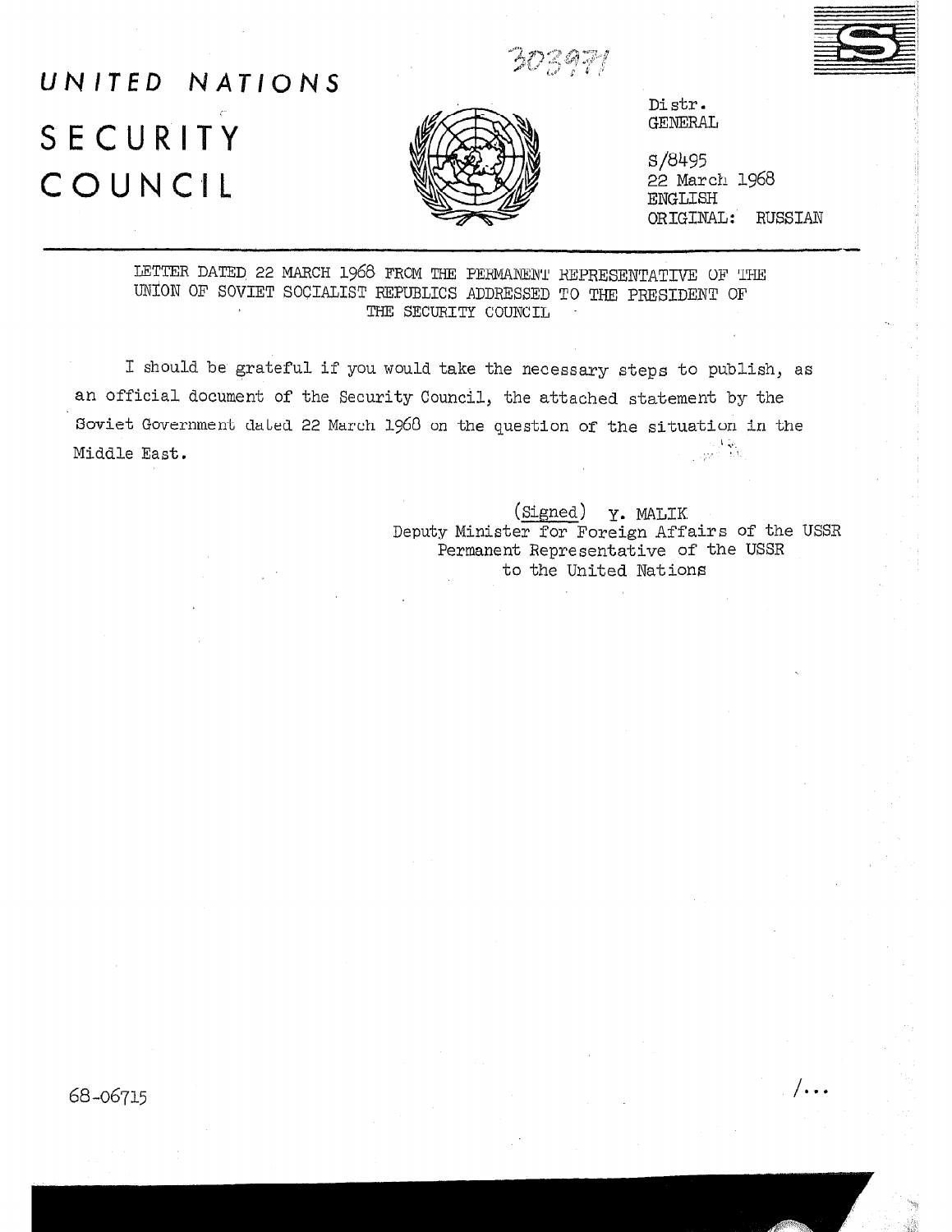303971

# UNITED NATIONS

# SECURITY COUNCIL

Distr.
GENERAL

S/8495
22 March 1968
ENGLISH
ORIGINAL: RUSSIAN

LETTER DATED 22 MARCH 1968 FROM THE PERMANENT REPRESENTATIVE OF THE UNION OF SOVIET SOCIALIST REPUBLICS ADDRESSED TO THE PRESIDENT OF THE SECURITY COUNCIL

I should be grateful if you would take the necessary steps to publish, as an official document of the Security Council, the attached statement by the Soviet Government dated 22 March 1968 on the question of the situation in the Middle East.

(Signed) Y. MALIK
Deputy Minister for Foreign Affairs of the USSR
Permanent Representative of the USSR
to the United Nations

68-06715

/...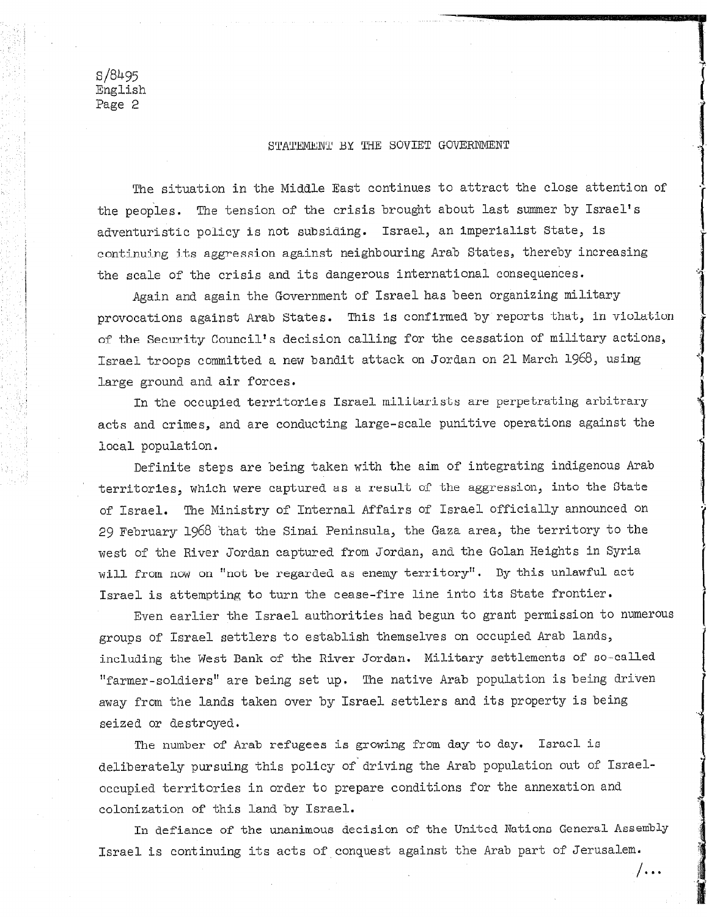STATEMENT BY THE SOVIET GOVERNMENT

The situation in the Middle East continues to attract the close attention of the peoples. The tension of the crisis brought about last summer by Israel's adventuristic policy is not subsiding. Israel, an imperialist State, is continuing its aggression against neighbouring Arab States, thereby increasing the scale of the crisis and its dangerous international consequences.

Again and again the Government of Israel has been organizing military provocations against Arab States. This is confirmed by reports that, in violation of the Security Council's decision calling for the cessation of military actions, Israel troops committed a new bandit attack on Jordan on 21 March 1968, using large ground and air forces.

In the occupied territories Israel militarists are perpetrating arbitrary acts and crimes, and are conducting large-scale punitive operations against the local population.

Definite steps are being taken with the aim of integrating indigenous Arab territories, which were captured as a result of the aggression, into the State of Israel. The Ministry of Internal Affairs of Israel officially announced on 29 February 1968 that the Sinai Peninsula, the Gaza area, the territory to the west of the River Jordan captured from Jordan, and the Golan Heights in Syria will from now on "not be regarded as enemy territory". By this unlawful act Israel is attempting to turn the cease-fire line into its State frontier.

Even earlier the Israel authorities had begun to grant permission to numerous groups of Israel settlers to establish themselves on occupied Arab lands, including the West Bank of the River Jordan. Military settlements of so-called "farmer-soldiers" are being set up. The native Arab population is being driven away from the lands taken over by Israel settlers and its property is being seized or destroyed.

The number of Arab refugees is growing from day to day. Israel is deliberately pursuing this policy of driving the Arab population out of Israel-occupied territories in order to prepare conditions for the annexation and colonization of this land by Israel.

In defiance of the unanimous decision of the United Nations General Assembly Israel is continuing its acts of conquest against the Arab part of Jerusalem.

/...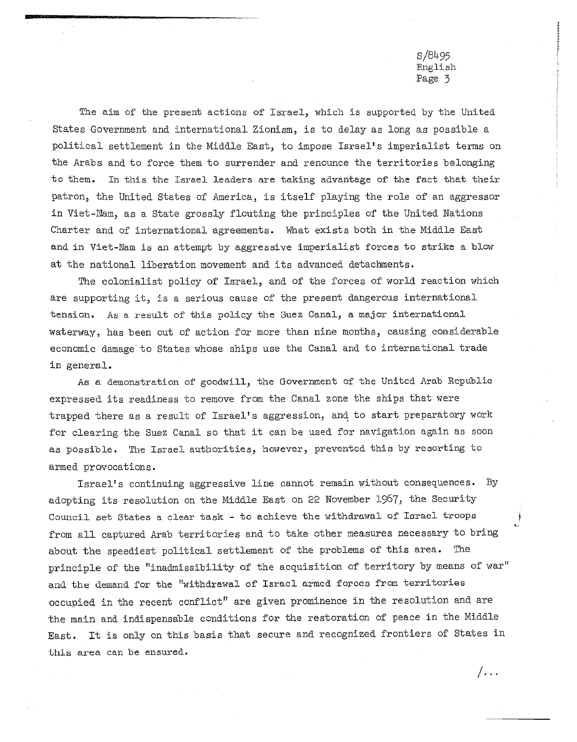The aim of the present actions of Israel, which is supported by the United States Government and international Zionism, is to delay as long as possible a political settlement in the Middle East, to impose Israel's imperialist terms on the Arabs and to force them to surrender and renounce the territories belonging to them. In this the Israel leaders are taking advantage of the fact that their patron, the United States of America, is itself playing the role of an aggressor in Viet-Nam, as a State grossly flouting the principles of the United Nations Charter and of international agreements. What exists both in the Middle East and in Viet-Nam is an attempt by aggressive imperialist forces to strike a blow at the national liberation movement and its advanced detachments.

The colonialist policy of Israel, and of the forces of world reaction which are supporting it, is a serious cause of the present dangerous international tension. As a result of this policy the Suez Canal, a major international waterway, has been out of action for more than nine months, causing considerable economic damage to States whose ships use the Canal and to international trade in general.

As a demonstration of goodwill, the Government of the United Arab Republic expressed its readiness to remove from the Canal zone the ships that were trapped there as a result of Israel's aggression, and to start preparatory work for clearing the Suez Canal so that it can be used for navigation again as soon as possible. The Israel authorities, however, prevented this by resorting to armed provocations.

Israel's continuing aggressive line cannot remain without consequences. By adopting its resolution on the Middle East on 22 November 1967, the Security Council set States a clear task - to achieve the withdrawal of Israel troops from all captured Arab territories and to take other measures necessary to bring about the speediest political settlement of the problems of this area. The principle of the "inadmissibility of the acquisition of territory by means of war" and the demand for the "withdrawal of Israel armed forces from territories occupied in the recent conflict" are given prominence in the resolution and are the main and indispensable conditions for the restoration of peace in the Middle East. It is only on this basis that secure and recognized frontiers of States in this area can be ensured.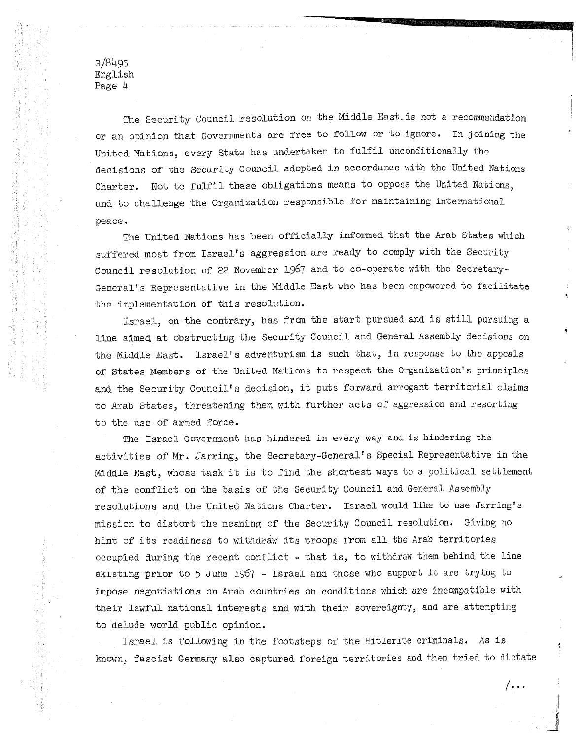The Security Council resolution on the Middle East is not a recommendation or an opinion that Governments are free to follow or to ignore. In joining the United Nations, every State has undertaken to fulfil unconditionally the decisions of the Security Council adopted in accordance with the United Nations Charter. Not to fulfil these obligations means to oppose the United Nations, and to challenge the Organization responsible for maintaining international peace.

The United Nations has been officially informed that the Arab States which suffered most from Israel's aggression are ready to comply with the Security Council resolution of 22 November 1967 and to co-operate with the Secretary-General's Representative in the Middle East who has been empowered to facilitate the implementation of this resolution.

Israel, on the contrary, has from the start pursued and is still pursuing a line aimed at obstructing the Security Council and General Assembly decisions on the Middle East. Israel's adventurism is such that, in response to the appeals of States Members of the United Nations to respect the Organization's principles and the Security Council's decision, it puts forward arrogant territorial claims to Arab States, threatening them with further acts of aggression and resorting to the use of armed force.

The Israel Government has hindered in every way and is hindering the activities of Mr. Jarring, the Secretary-General's Special Representative in the Middle East, whose task it is to find the shortest ways to a political settlement of the conflict on the basis of the Security Council and General Assembly resolutions and the United Nations Charter. Israel would like to use Jarring's mission to distort the meaning of the Security Council resolution. Giving no hint of its readiness to withdraw its troops from all the Arab territories occupied during the recent conflict - that is, to withdraw them behind the line existing prior to 5 June 1967 - Israel and those who support it are trying to impose negotiations on Arab countries on conditions which are incompatible with their lawful national interests and with their sovereignty, and are attempting to delude world public opinion.

Israel is following in the footsteps of the Hitlerite criminals. As is known, fascist Germany also captured foreign territories and then tried to dictate

/...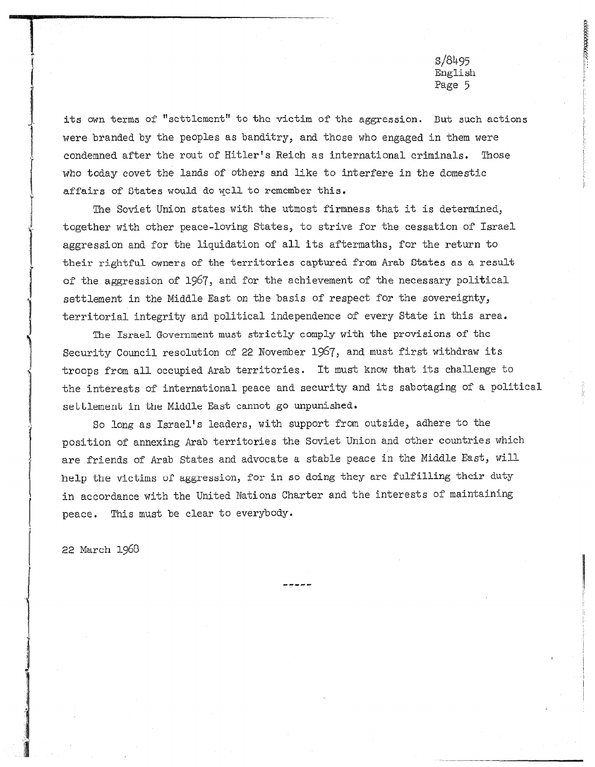its own terms of "settlement" to the victim of the aggression. But such actions were branded by the peoples as banditry, and those who engaged in them were condemned after the rout of Hitler's Reich as international criminals. Those who today covet the lands of others and like to interfere in the domestic affairs of States would do well to remember this.

The Soviet Union states with the utmost firmness that it is determined, together with other peace-loving States, to strive for the cessation of Israel aggression and for the liquidation of all its aftermaths, for the return to their rightful owners of the territories captured from Arab States as a result of the aggression of 1967, and for the achievement of the necessary political settlement in the Middle East on the basis of respect for the sovereignty, territorial integrity and political independence of every State in this area.

The Israel Government must strictly comply with the provisions of the Security Council resolution of 22 November 1967, and must first withdraw its troops from all occupied Arab territories. It must know that its challenge to the interests of international peace and security and its sabotaging of a political settlement in the Middle East cannot go unpunished.

So long as Israel's leaders, with support from outside, adhere to the position of annexing Arab territories the Soviet Union and other countries which are friends of Arab States and advocate a stable peace in the Middle East, will help the victims of aggression, for in so doing they are fulfilling their duty in accordance with the United Nations Charter and the interests of maintaining peace. This must be clear to everybody.

22 March 1968

-----